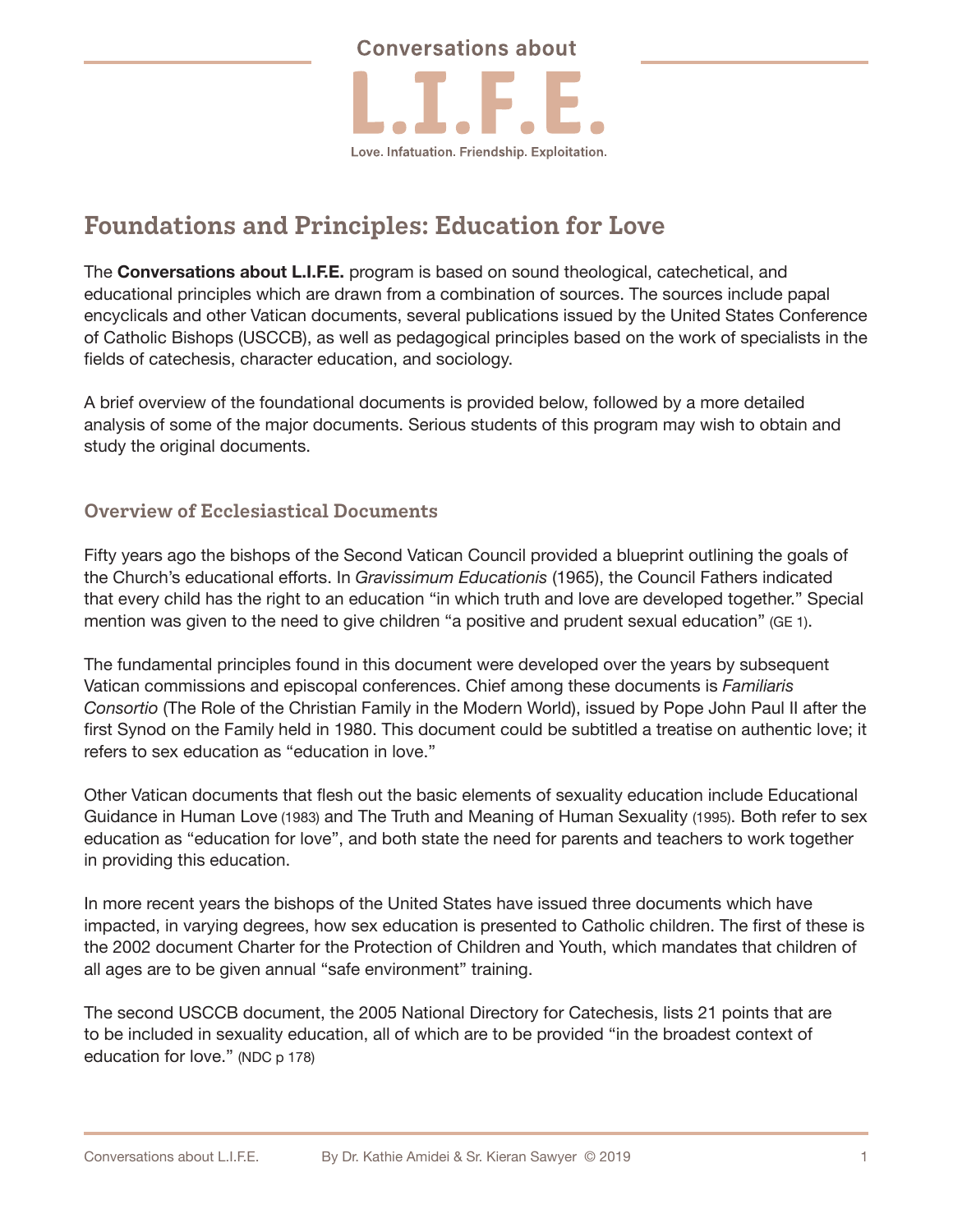Conversations about

# L.I.F.E.

Love. Infatuation. Friendship. Exploitation.

## Foundations and Principles: Education for Love

The **Conversations about L.I.F.E.** program is based on sound theological, catechetical, and educational principles which are drawn from a combination of sources. The sources include papal encyclicals and other Vatican documents, several publications issued by the United States Conference of Catholic Bishops (USCCB), as well as pedagogical principles based on the work of specialists in the fields of catechesis, character education, and sociology.

A brief overview of the foundational documents is provided below, followed by a more detailed analysis of some of the major documents. Serious students of this program may wish to obtain and study the original documents.

### Overview of Ecclesiastical Documents

Fifty years ago the bishops of the Second Vatican Council provided a blueprint outlining the goals of the Church's educational efforts. In *Gravissimum Educationis* (1965), the Council Fathers indicated that every child has the right to an education "in which truth and love are developed together." Special mention was given to the need to give children "a positive and prudent sexual education" (GE 1).

The fundamental principles found in this document were developed over the years by subsequent Vatican commissions and episcopal conferences. Chief among these documents is *Familiaris Consortio* (The Role of the Christian Family in the Modern World), issued by Pope John Paul II after the first Synod on the Family held in 1980. This document could be subtitled a treatise on authentic love; it refers to sex education as "education in love."

Other Vatican documents that flesh out the basic elements of sexuality education include Educational Guidance in Human Love (1983) and The Truth and Meaning of Human Sexuality (1995). Both refer to sex education as "education for love", and both state the need for parents and teachers to work together in providing this education.

In more recent years the bishops of the United States have issued three documents which have impacted, in varying degrees, how sex education is presented to Catholic children. The first of these is the 2002 document Charter for the Protection of Children and Youth, which mandates that children of all ages are to be given annual "safe environment" training.

The second USCCB document, the 2005 National Directory for Catechesis, lists 21 points that are to be included in sexuality education, all of which are to be provided "in the broadest context of education for love." (NDC p 178)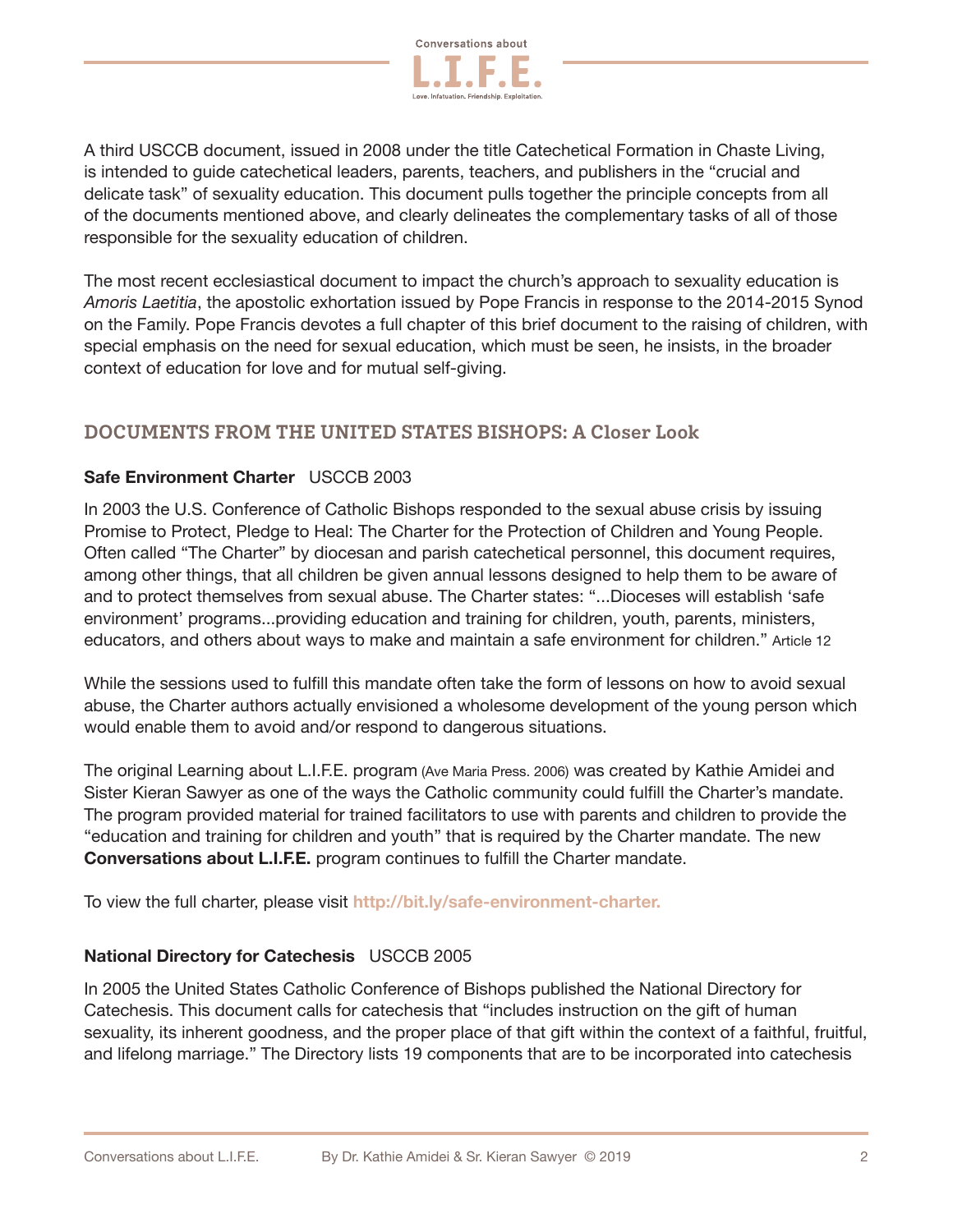A third USCCB document, issued in 2008 under the title Catechetical Formation in Chaste Living, is intended to guide catechetical leaders, parents, teachers, and publishers in the "crucial and delicate task" of sexuality education. This document pulls together the principle concepts from all of the documents mentioned above, and clearly delineates the complementary tasks of all of those responsible for the sexuality education of children.

The most recent ecclesiastical document to impact the church's approach to sexuality education is *Amoris Laetitia*, the apostolic exhortation issued by Pope Francis in response to the 2014-2015 Synod on the Family. Pope Francis devotes a full chapter of this brief document to the raising of children, with special emphasis on the need for sexual education, which must be seen, he insists, in the broader context of education for love and for mutual self-giving.

## DOCUMENTS FROM THE UNITED STATES BISHOPS: A Closer Look

**Safe Environment Charter** USCCB 2003

In 2003 the U.S. Conference of Catholic Bishops responded to the sexual abuse crisis by issuing Promise to Protect, Pledge to Heal: The Charter for the Protection of Children and Young People. Often called "The Charter" by diocesan and parish catechetical personnel, this document requires, among other things, that all children be given annual lessons designed to help them to be aware of and to protect themselves from sexual abuse. The Charter states: "...Dioceses will establish 'safe environment' programs...providing education and training for children, youth, parents, ministers, educators, and others about ways to make and maintain a safe environment for children." Article 12

While the sessions used to fulfill this mandate often take the form of lessons on how to avoid sexual abuse, the Charter authors actually envisioned a wholesome development of the young person which would enable them to avoid and/or respond to dangerous situations.

The original Learning about L.I.F.E. program (Ave Maria Press. 2006) was created by Kathie Amidei and Sister Kieran Sawyer as one of the ways the Catholic community could fulfill the Charter's mandate. The program provided material for trained facilitators to use with parents and children to provide the "education and training for children and youth" that is required by the Charter mandate. The new **Conversations about L.I.F.E.** program continues to fulfill the Charter mandate.

To view the full charter, please visit **http://bit.ly/safe-environment-charter.**

**National Directory for Catechesis** USCCB 2005

In 2005 the United States Catholic Conference of Bishops published the National Directory for Catechesis. This document calls for catechesis that "includes instruction on the gift of human sexuality, its inherent goodness, and the proper place of that gift within the context of a faithful, fruitful, and lifelong marriage." The Directory lists 19 components that are to be incorporated into catechesis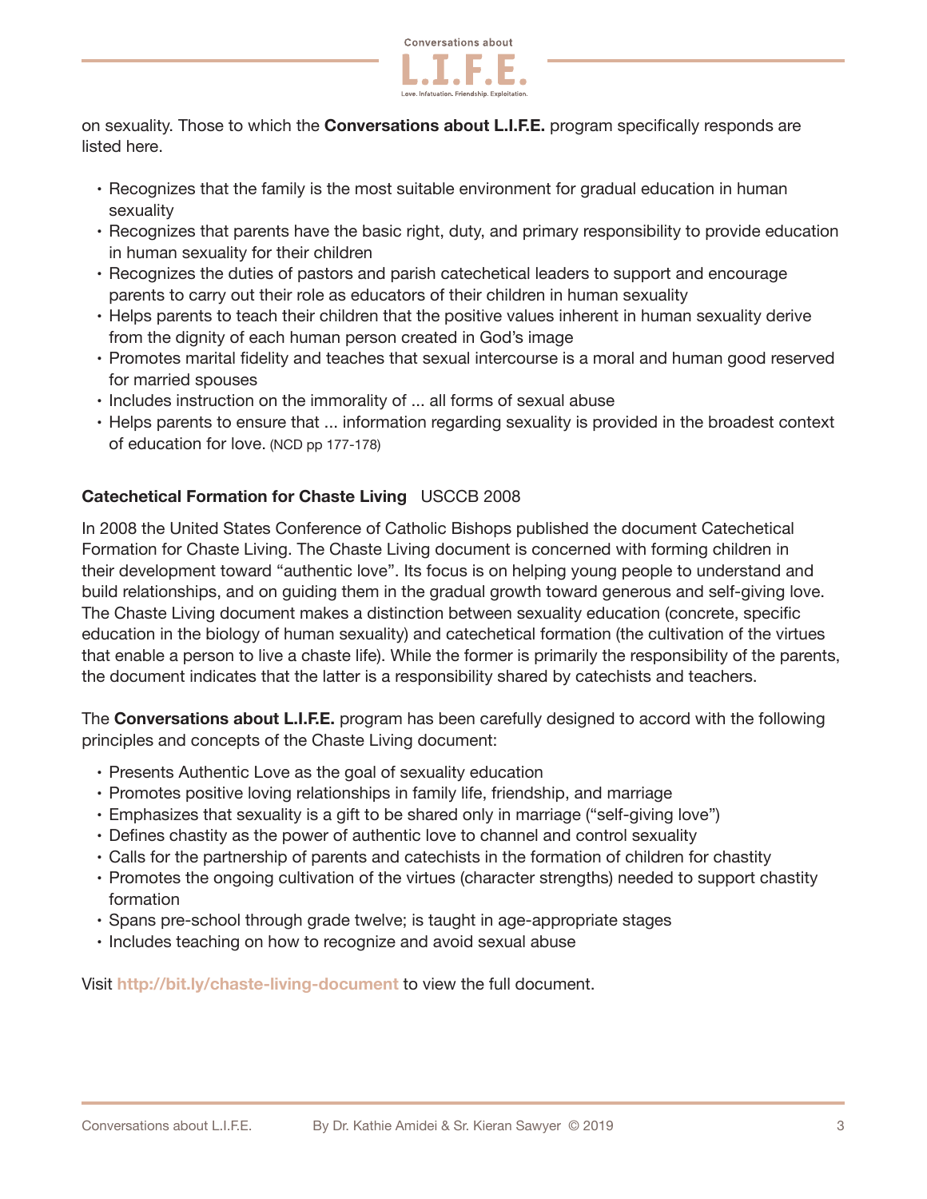on sexuality. Those to which the **Conversations about L.I.F.E.** program specifically responds are listed here.

- Recognizes that the family is the most suitable environment for gradual education in human sexuality
- Recognizes that parents have the basic right, duty, and primary responsibility to provide education in human sexuality for their children
- Recognizes the duties of pastors and parish catechetical leaders to support and encourage parents to carry out their role as educators of their children in human sexuality
- Helps parents to teach their children that the positive values inherent in human sexuality derive from the dignity of each human person created in God's image
- Promotes marital fidelity and teaches that sexual intercourse is a moral and human good reserved for married spouses
- Includes instruction on the immorality of ... all forms of sexual abuse
- Helps parents to ensure that ... information regarding sexuality is provided in the broadest context of education for love. (NCD pp 177-178)

**Catechetical Formation for Chaste Living** USCCB 2008

In 2008 the United States Conference of Catholic Bishops published the document Catechetical Formation for Chaste Living. The Chaste Living document is concerned with forming children in their development toward "authentic love". Its focus is on helping young people to understand and build relationships, and on guiding them in the gradual growth toward generous and self-giving love. The Chaste Living document makes a distinction between sexuality education (concrete, specific education in the biology of human sexuality) and catechetical formation (the cultivation of the virtues that enable a person to live a chaste life). While the former is primarily the responsibility of the parents, the document indicates that the latter is a responsibility shared by catechists and teachers.

The **Conversations about L.I.F.E.** program has been carefully designed to accord with the following principles and concepts of the Chaste Living document:

- Presents Authentic Love as the goal of sexuality education
- Promotes positive loving relationships in family life, friendship, and marriage
- Emphasizes that sexuality is a gift to be shared only in marriage ("self-giving love")
- Defines chastity as the power of authentic love to channel and control sexuality
- Calls for the partnership of parents and catechists in the formation of children for chastity
- Promotes the ongoing cultivation of the virtues (character strengths) needed to support chastity formation
- Spans pre-school through grade twelve; is taught in age-appropriate stages
- Includes teaching on how to recognize and avoid sexual abuse

Visit http://bit.ly/chaste-living-document to view the full document.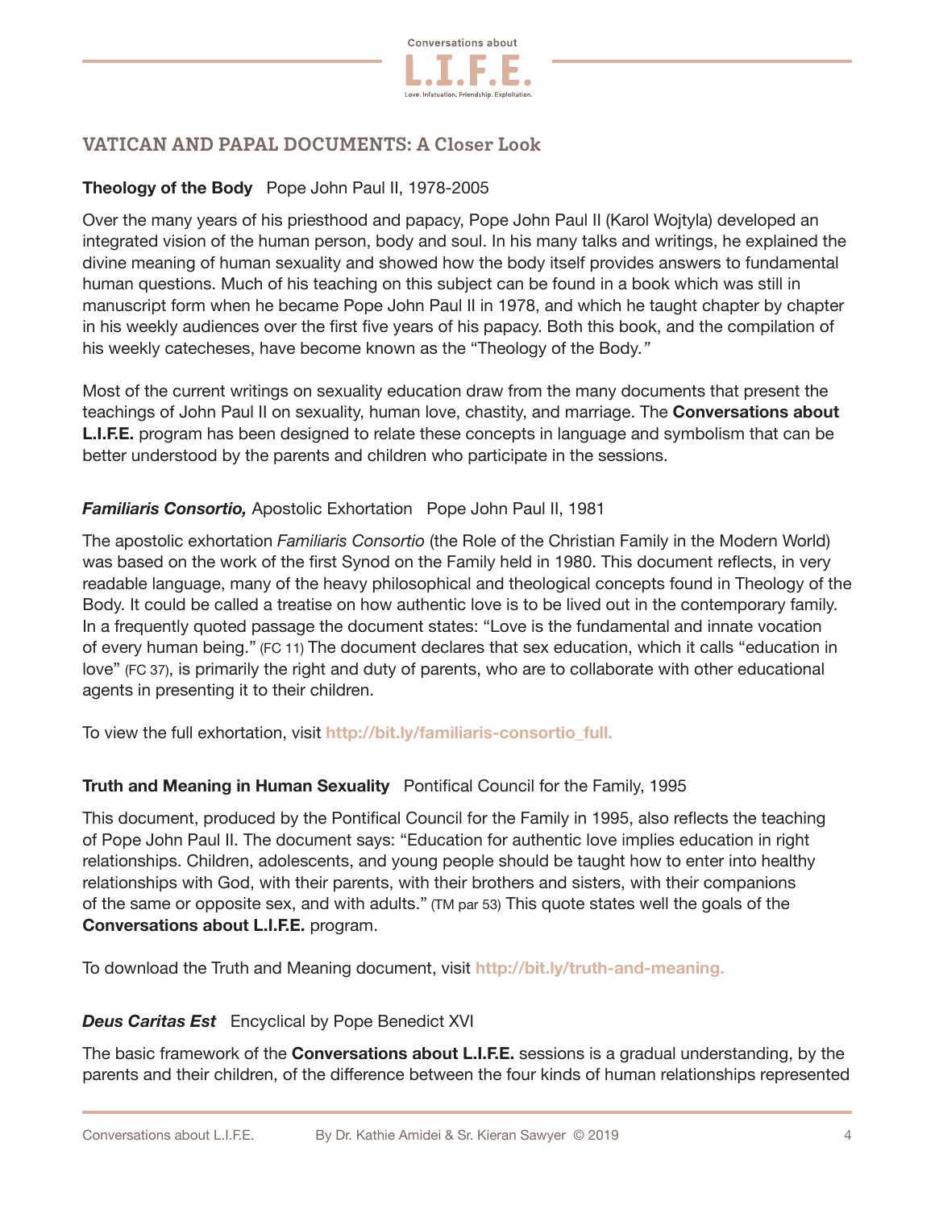## VATICAN AND PAPAL DOCUMENTS: A Closer Look

**Theology of the Body** Pope John Paul II, 1978-2005

Over the many years of his priesthood and papacy, Pope John Paul II (Karol Wojtyla) developed an integrated vision of the human person, body and soul. In his many talks and writings, he explained the divine meaning of human sexuality and showed how the body itself provides answers to fundamental human questions. Much of his teaching on this subject can be found in a book which was still in manuscript form when he became Pope John Paul II in 1978, and which he taught chapter by chapter in his weekly audiences over the first five years of his papacy. Both this book, and the compilation of his weekly catecheses, have become known as the "Theology of the Body."

Most of the current writings on sexuality education draw from the many documents that present the teachings of John Paul II on sexuality, human love, chastity, and marriage. The **Conversations about L.I.F.E.** program has been designed to relate these concepts in language and symbolism that can be better understood by the parents and children who participate in the sessions.

***Familiaris Consortio,*** Apostolic Exhortation Pope John Paul II, 1981

The apostolic exhortation *Familiaris Consortio* (the Role of the Christian Family in the Modern World) was based on the work of the first Synod on the Family held in 1980. This document reflects, in very readable language, many of the heavy philosophical and theological concepts found in Theology of the Body. It could be called a treatise on how authentic love is to be lived out in the contemporary family. In a frequently quoted passage the document states: "Love is the fundamental and innate vocation of every human being." (FC 11) The document declares that sex education, which it calls "education in love" (FC 37), is primarily the right and duty of parents, who are to collaborate with other educational agents in presenting it to their children.

To view the full exhortation, visit **http://bit.ly/familiaris-consortio_full.**

**Truth and Meaning in Human Sexuality** Pontifical Council for the Family, 1995

This document, produced by the Pontifical Council for the Family in 1995, also reflects the teaching of Pope John Paul II. The document says: "Education for authentic love implies education in right relationships. Children, adolescents, and young people should be taught how to enter into healthy relationships with God, with their parents, with their brothers and sisters, with their companions of the same or opposite sex, and with adults." (TM par 53) This quote states well the goals of the **Conversations about L.I.F.E.** program.

To download the Truth and Meaning document, visit **http://bit.ly/truth-and-meaning.**

***Deus Caritas Est*** Encyclical by Pope Benedict XVI

The basic framework of the **Conversations about L.I.F.E.** sessions is a gradual understanding, by the parents and their children, of the difference between the four kinds of human relationships represented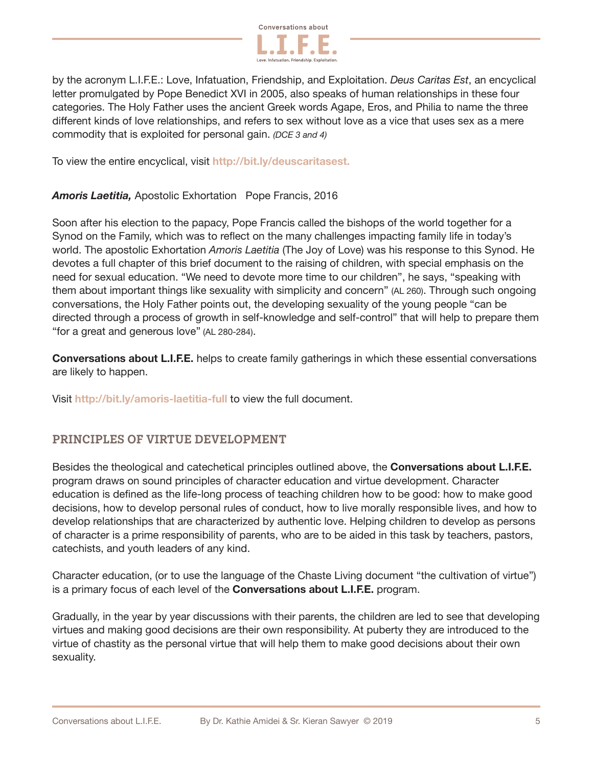by the acronym L.I.F.E.: Love, Infatuation, Friendship, and Exploitation. *Deus Caritas Est*, an encyclical letter promulgated by Pope Benedict XVI in 2005, also speaks of human relationships in these four categories. The Holy Father uses the ancient Greek words Agape, Eros, and Philia to name the three different kinds of love relationships, and refers to sex without love as a vice that uses sex as a mere commodity that is exploited for personal gain. *(DCE 3 and 4)*

To view the entire encyclical, visit **http://bit.ly/deuscaritasest.**

***Amoris Laetitia,*** Apostolic Exhortation   Pope Francis, 2016

Soon after his election to the papacy, Pope Francis called the bishops of the world together for a Synod on the Family, which was to reflect on the many challenges impacting family life in today's world. The apostolic Exhortation *Amoris Laetitia* (The Joy of Love) was his response to this Synod. He devotes a full chapter of this brief document to the raising of children, with special emphasis on the need for sexual education. "We need to devote more time to our children", he says, "speaking with them about important things like sexuality with simplicity and concern" (AL 260). Through such ongoing conversations, the Holy Father points out, the developing sexuality of the young people "can be directed through a process of growth in self-knowledge and self-control" that will help to prepare them "for a great and generous love" (AL 280-284).

**Conversations about L.I.F.E.** helps to create family gatherings in which these essential conversations are likely to happen.

Visit **http://bit.ly/amoris-laetitia-full** to view the full document.

## PRINCIPLES OF VIRTUE DEVELOPMENT

Besides the theological and catechetical principles outlined above, the **Conversations about L.I.F.E.** program draws on sound principles of character education and virtue development. Character education is defined as the life-long process of teaching children how to be good: how to make good decisions, how to develop personal rules of conduct, how to live morally responsible lives, and how to develop relationships that are characterized by authentic love. Helping children to develop as persons of character is a prime responsibility of parents, who are to be aided in this task by teachers, pastors, catechists, and youth leaders of any kind.

Character education, (or to use the language of the Chaste Living document "the cultivation of virtue") is a primary focus of each level of the **Conversations about L.I.F.E.** program.

Gradually, in the year by year discussions with their parents, the children are led to see that developing virtues and making good decisions are their own responsibility. At puberty they are introduced to the virtue of chastity as the personal virtue that will help them to make good decisions about their own sexuality.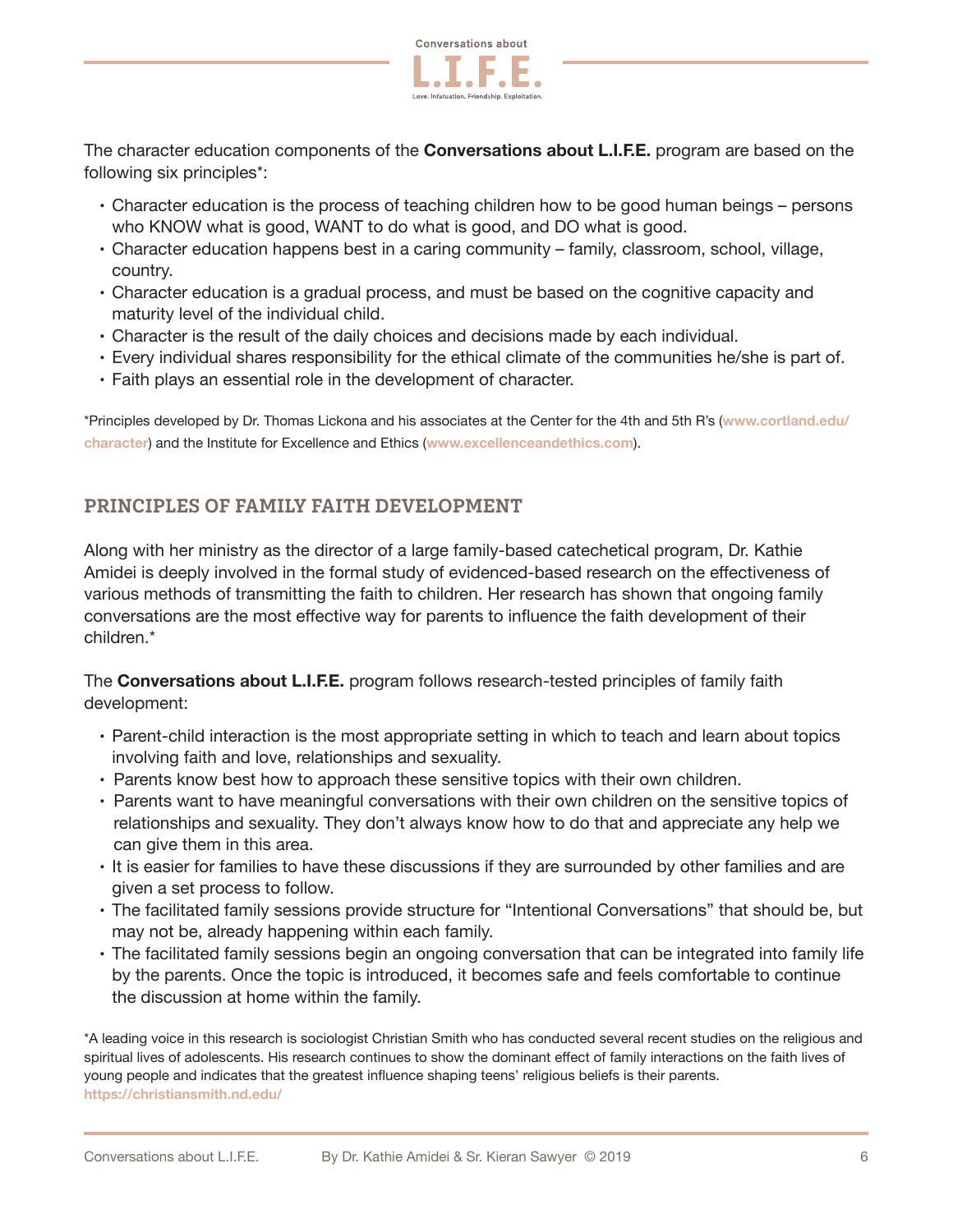The character education components of the **Conversations about L.I.F.E.** program are based on the following six principles*:

- Character education is the process of teaching children how to be good human beings – persons who KNOW what is good, WANT to do what is good, and DO what is good.
- Character education happens best in a caring community – family, classroom, school, village, country.
- Character education is a gradual process, and must be based on the cognitive capacity and maturity level of the individual child.
- Character is the result of the daily choices and decisions made by each individual.
- Every individual shares responsibility for the ethical climate of the communities he/she is part of.
- Faith plays an essential role in the development of character.

*Principles developed by Dr. Thomas Lickona and his associates at the Center for the 4th and 5th R's (**www.cortland.edu/character**) and the Institute for Excellence and Ethics (**www.excellenceandethics.com**).

## PRINCIPLES OF FAMILY FAITH DEVELOPMENT

Along with her ministry as the director of a large family-based catechetical program, Dr. Kathie Amidei is deeply involved in the formal study of evidenced-based research on the effectiveness of various methods of transmitting the faith to children. Her research has shown that ongoing family conversations are the most effective way for parents to influence the faith development of their children.*

The **Conversations about L.I.F.E.** program follows research-tested principles of family faith development:

- Parent-child interaction is the most appropriate setting in which to teach and learn about topics involving faith and love, relationships and sexuality.
- Parents know best how to approach these sensitive topics with their own children.
- Parents want to have meaningful conversations with their own children on the sensitive topics of relationships and sexuality. They don't always know how to do that and appreciate any help we can give them in this area.
- It is easier for families to have these discussions if they are surrounded by other families and are given a set process to follow.
- The facilitated family sessions provide structure for "Intentional Conversations" that should be, but may not be, already happening within each family.
- The facilitated family sessions begin an ongoing conversation that can be integrated into family life by the parents. Once the topic is introduced, it becomes safe and feels comfortable to continue the discussion at home within the family.

*A leading voice in this research is sociologist Christian Smith who has conducted several recent studies on the religious and spiritual lives of adolescents. His research continues to show the dominant effect of family interactions on the faith lives of young people and indicates that the greatest influence shaping teens' religious beliefs is their parents. **https://christiansmith.nd.edu/**